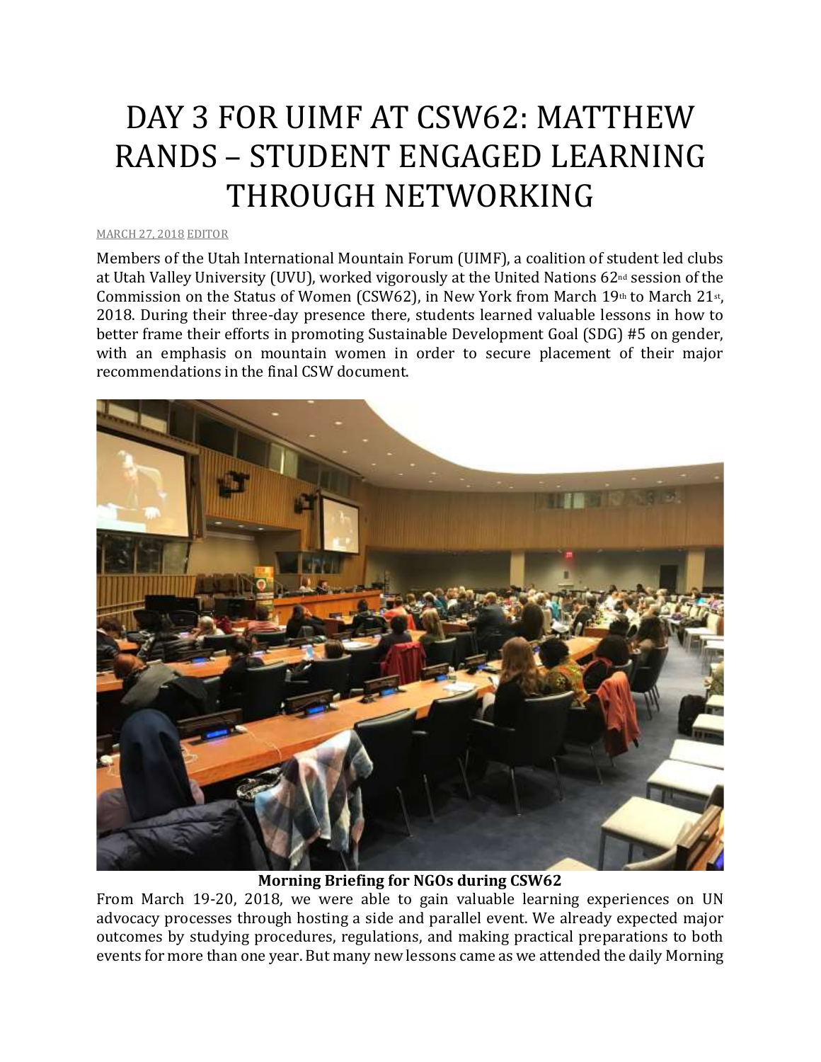# DAY 3 FOR UIMF AT CSW62: MATTHEW RANDS – STUDENT ENGAGED LEARNING THROUGH NETWORKING

MARCH 27, 2018 EDITOR

Members of the Utah International Mountain Forum (UIMF), a coalition of student led clubs at Utah Valley University (UVU), worked vigorously at the United Nations 62nd session of the Commission on the Status of Women (CSW62), in New York from March 19th to March 21st, 2018. During their three-day presence there, students learned valuable lessons in how to better frame their efforts in promoting Sustainable Development Goal (SDG) #5 on gender, with an emphasis on mountain women in order to secure placement of their major recommendations in the final CSW document.

**Morning Briefing for NGOs during CSW62**

From March 19-20, 2018, we were able to gain valuable learning experiences on UN advocacy processes through hosting a side and parallel event. We already expected major outcomes by studying procedures, regulations, and making practical preparations to both events for more than one year. But many new lessons came as we attended the daily Morning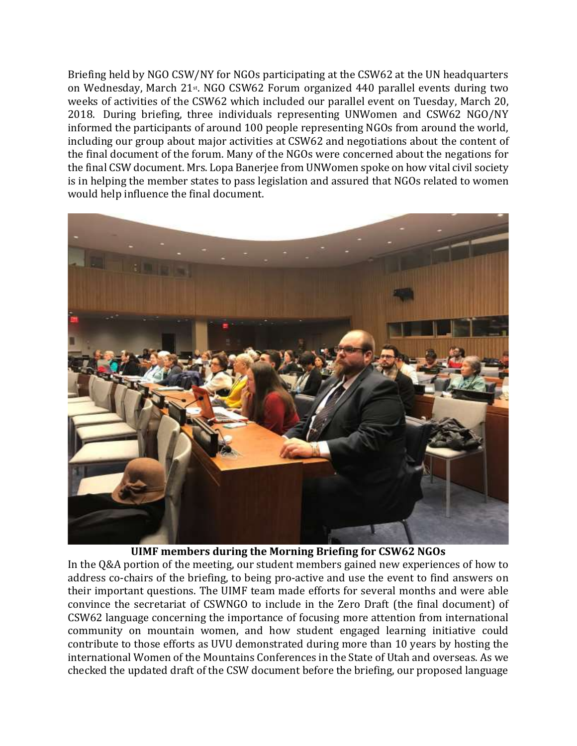Briefing held by NGO CSW/NY for NGOs participating at the CSW62 at the UN headquarters on Wednesday, March 21st. NGO CSW62 Forum organized 440 parallel events during two weeks of activities of the CSW62 which included our parallel event on Tuesday, March 20, 2018. During briefing, three individuals representing UNWomen and CSW62 NGO/NY informed the participants of around 100 people representing NGOs from around the world, including our group about major activities at CSW62 and negotiations about the content of the final document of the forum. Many of the NGOs were concerned about the negations for the final CSW document. Mrs. Lopa Banerjee from UNWomen spoke on how vital civil society is in helping the member states to pass legislation and assured that NGOs related to women would help influence the final document.

**UIMF members during the Morning Briefing for CSW62 NGOs**

In the Q&A portion of the meeting, our student members gained new experiences of how to address co-chairs of the briefing, to being pro-active and use the event to find answers on their important questions. The UIMF team made efforts for several months and were able convince the secretariat of CSWNGO to include in the Zero Draft (the final document) of CSW62 language concerning the importance of focusing more attention from international community on mountain women, and how student engaged learning initiative could contribute to those efforts as UVU demonstrated during more than 10 years by hosting the international Women of the Mountains Conferences in the State of Utah and overseas. As we checked the updated draft of the CSW document before the briefing, our proposed language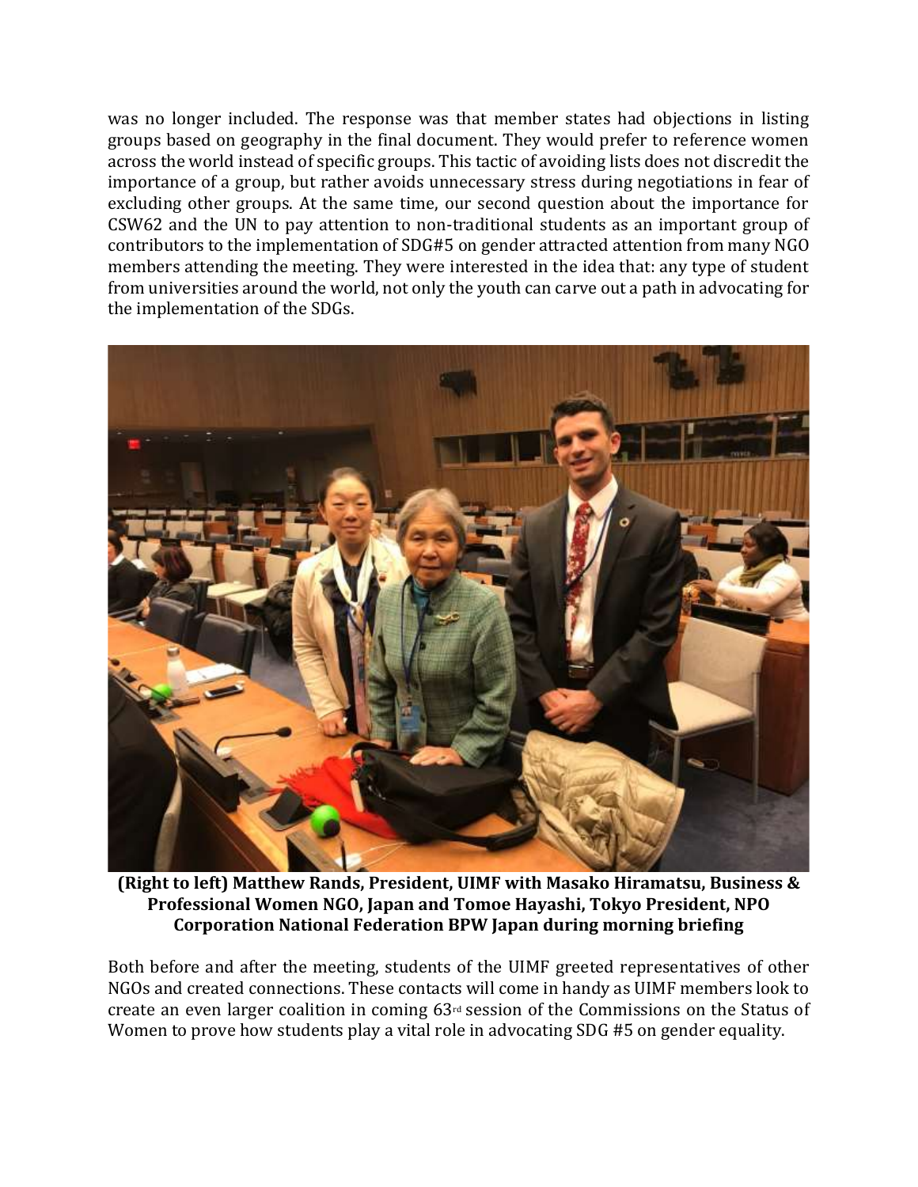was no longer included. The response was that member states had objections in listing groups based on geography in the final document. They would prefer to reference women across the world instead of specific groups. This tactic of avoiding lists does not discredit the importance of a group, but rather avoids unnecessary stress during negotiations in fear of excluding other groups. At the same time, our second question about the importance for CSW62 and the UN to pay attention to non-traditional students as an important group of contributors to the implementation of SDG#5 on gender attracted attention from many NGO members attending the meeting. They were interested in the idea that: any type of student from universities around the world, not only the youth can carve out a path in advocating for the implementation of the SDGs.

**(Right to left) Matthew Rands, President, UIMF with Masako Hiramatsu, Business & Professional Women NGO, Japan and Tomoe Hayashi, Tokyo President, NPO Corporation National Federation BPW Japan during morning briefing**

Both before and after the meeting, students of the UIMF greeted representatives of other NGOs and created connections. These contacts will come in handy as UIMF members look to create an even larger coalition in coming 63rd session of the Commissions on the Status of Women to prove how students play a vital role in advocating SDG #5 on gender equality.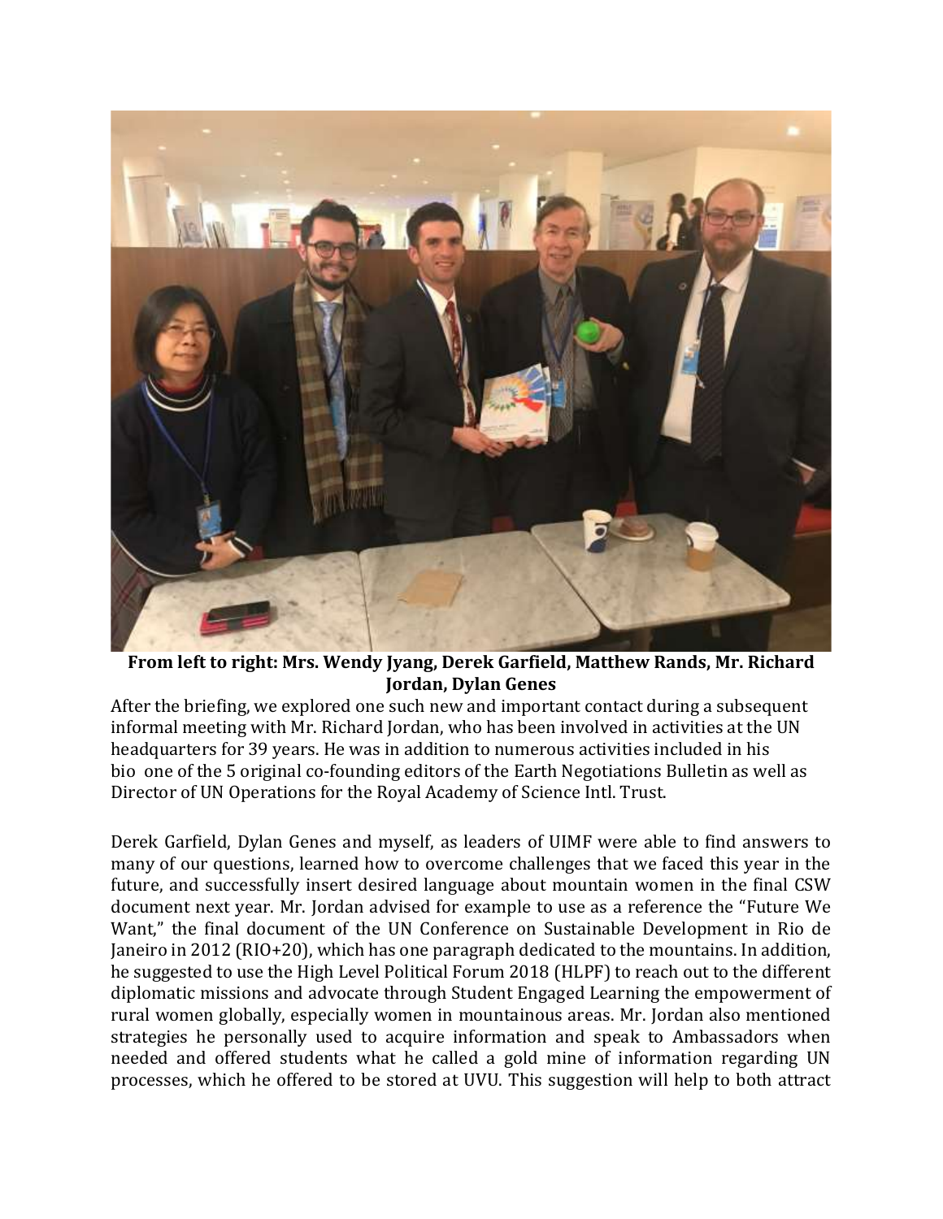**From left to right: Mrs. Wendy Jyang, Derek Garfield, Matthew Rands, Mr. Richard Jordan, Dylan Genes**

After the briefing, we explored one such new and important contact during a subsequent informal meeting with Mr. Richard Jordan, who has been involved in activities at the UN headquarters for 39 years. He was in addition to numerous activities included in his bio one of the 5 original co-founding editors of the Earth Negotiations Bulletin as well as Director of UN Operations for the Royal Academy of Science Intl. Trust.

Derek Garfield, Dylan Genes and myself, as leaders of UIMF were able to find answers to many of our questions, learned how to overcome challenges that we faced this year in the future, and successfully insert desired language about mountain women in the final CSW document next year. Mr. Jordan advised for example to use as a reference the "Future We Want," the final document of the UN Conference on Sustainable Development in Rio de Janeiro in 2012 (RIO+20), which has one paragraph dedicated to the mountains. In addition, he suggested to use the High Level Political Forum 2018 (HLPF) to reach out to the different diplomatic missions and advocate through Student Engaged Learning the empowerment of rural women globally, especially women in mountainous areas. Mr. Jordan also mentioned strategies he personally used to acquire information and speak to Ambassadors when needed and offered students what he called a gold mine of information regarding UN processes, which he offered to be stored at UVU. This suggestion will help to both attract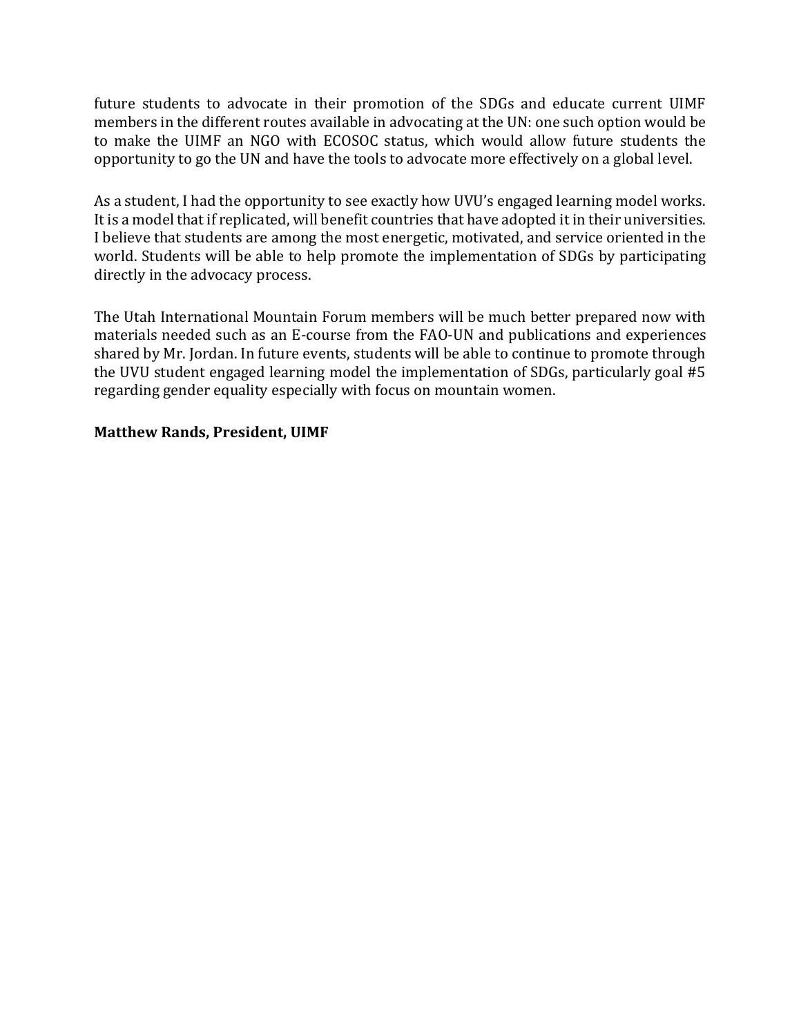future students to advocate in their promotion of the SDGs and educate current UIMF members in the different routes available in advocating at the UN: one such option would be to make the UIMF an NGO with ECOSOC status, which would allow future students the opportunity to go the UN and have the tools to advocate more effectively on a global level.

As a student, I had the opportunity to see exactly how UVU's engaged learning model works. It is a model that if replicated, will benefit countries that have adopted it in their universities. I believe that students are among the most energetic, motivated, and service oriented in the world. Students will be able to help promote the implementation of SDGs by participating directly in the advocacy process.

The Utah International Mountain Forum members will be much better prepared now with materials needed such as an E-course from the FAO-UN and publications and experiences shared by Mr. Jordan. In future events, students will be able to continue to promote through the UVU student engaged learning model the implementation of SDGs, particularly goal #5 regarding gender equality especially with focus on mountain women.

**Matthew Rands, President, UIMF**